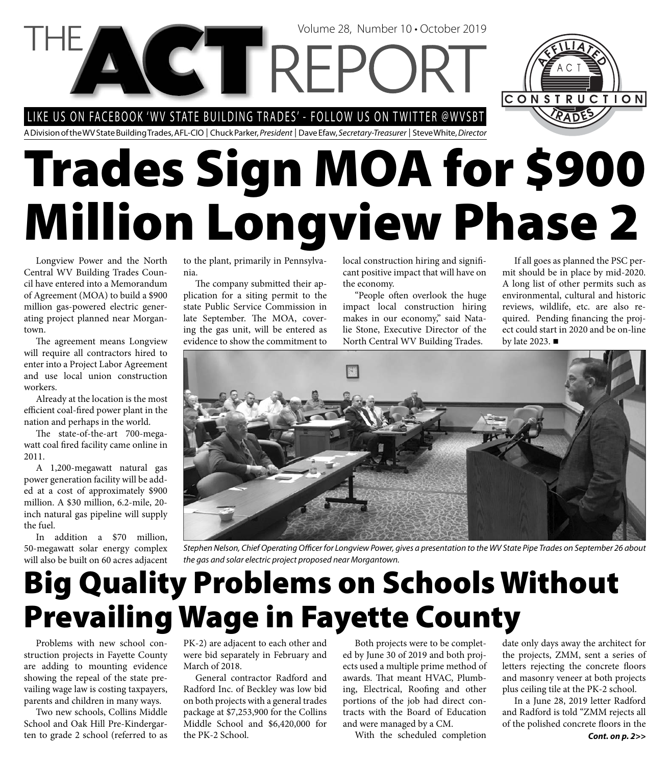# THE ACT REPORT

Volume 28, Number 10 • October 2019

LIKE US ON FACEBOOK 'WV STATE BUILDING TRADES' - FOLLOW US ON TWITTER @WVSBT

A Division of the WV State Building Trades, AFL-CIO | Chuck Parker, *President* | Dave Efaw, *Secretary-Treasurer* | Steve White, *Director*

# Trades Sign MOA for $900 Million Longview Phase 2

Longview Power and the North Central WV Building Trades Council have entered into a Memorandum of Agreement (MOA) to build a $900 million gas-powered electric generating project planned near Morgantown.

The agreement means Longview will require all contractors hired to enter into a Project Labor Agreement and use local union construction workers.

Already at the location is the most efficient coal-fired power plant in the nation and perhaps in the world.

The state-of-the-art 700-megawatt coal fired facility came online in 2011.

A 1,200-megawatt natural gas power generation facility will be added at a cost of approximately $900 million. A $30 million, 6.2-mile, 20-inch natural gas pipeline will supply the fuel.

In addition a $70 million, 50-megawatt solar energy complex will also be built on 60 acres adjacent to the plant, primarily in Pennsylvania.

The company submitted their application for a siting permit to the state Public Service Commission in late September. The MOA, covering the gas unit, will be entered as evidence to show the commitment to local construction hiring and significant positive impact that will have on the economy.

"People often overlook the huge impact local construction hiring makes in our economy," said Natalie Stone, Executive Director of the North Central WV Building Trades.

If all goes as planned the PSC permit should be in place by mid-2020. A long list of other permits such as environmental, cultural and historic reviews, wildlife, etc. are also required. Pending financing the project could start in 2020 and be on-line by late 2023. ■

*Stephen Nelson, Chief Operating Officer for Longview Power, gives a presentation to the WV State Pipe Trades on September 26 about the gas and solar electric project proposed near Morgantown.*

# Big Quality Problems on Schools Without Prevailing Wage in Fayette County

Problems with new school construction projects in Fayette County are adding to mounting evidence showing the repeal of the state prevailing wage law is costing taxpayers, parents and children in many ways.

Two new schools, Collins Middle School and Oak Hill Pre-Kindergarten to grade 2 school (referred to as PK-2) are adjacent to each other and were bid separately in February and March of 2018.

General contractor Radford and Radford Inc. of Beckley was low bid on both projects with a general trades package at $7,253,900 for the Collins Middle School and $6,420,000 for the PK-2 School.

Both projects were to be completed by June 30 of 2019 and both projects used a multiple prime method of awards. That meant HVAC, Plumbing, Electrical, Roofing and other portions of the job had direct contracts with the Board of Education and were managed by a CM.

With the scheduled completion date only days away the architect for the projects, ZMM, sent a series of letters rejecting the concrete floors and masonry veneer at both projects plus ceiling tile at the PK-2 school.

In a June 28, 2019 letter Radford and Radford is told "ZMM rejects all of the polished concrete floors in the

***Cont. on p. 2>>***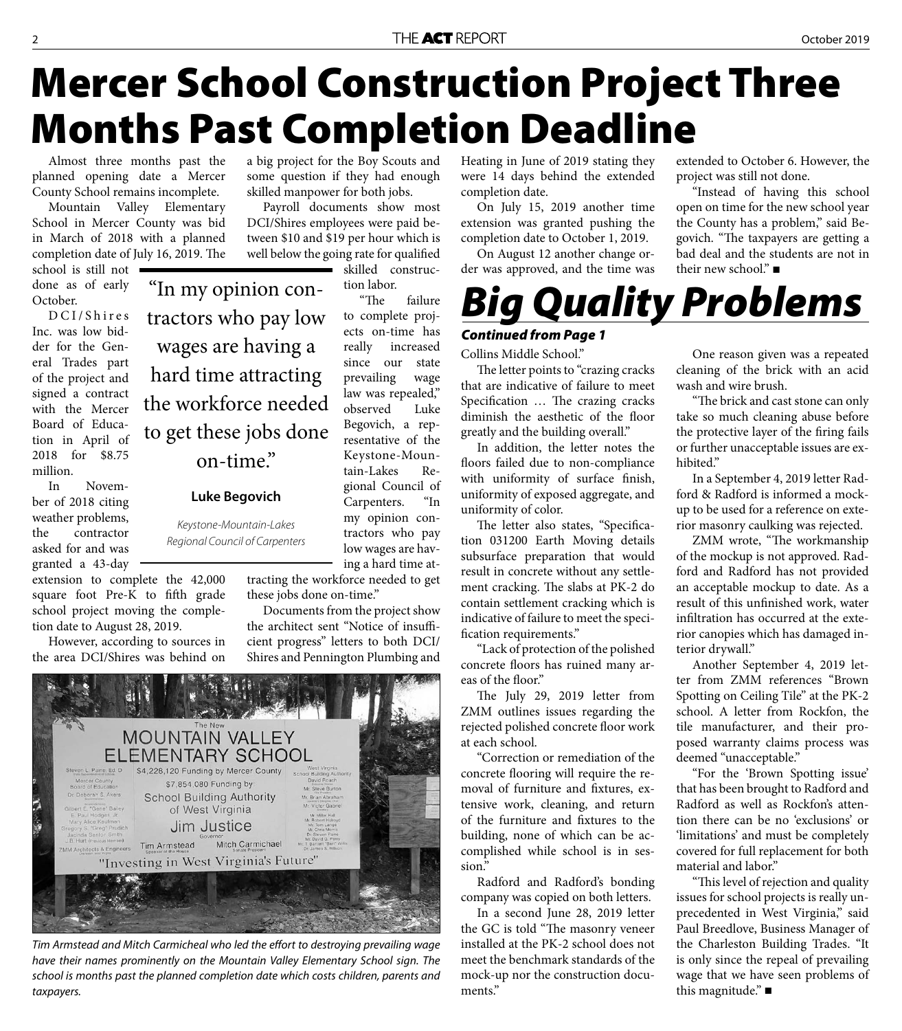# Mercer School Construction Project Three Months Past Completion Deadline

Almost three months past the planned opening date a Mercer County School remains incomplete.

Mountain Valley Elementary School in Mercer County was bid in March of 2018 with a planned completion date of July 16, 2019. The school is still not done as of early October.

DCI/Shires Inc. was low bidder for the General Trades part of the project and signed a contract with the Mercer Board of Education in April of 2018 for $8.75 million.

In November of 2018 citing weather problems, the contractor asked for and was granted a 43-day extension to complete the 42,000 square foot Pre-K to fifth grade school project moving the completion date to August 28, 2019.

However, according to sources in the area DCI/Shires was behind on a big project for the Boy Scouts and some question if they had enough skilled manpower for both jobs.

Payroll documents show most DCI/Shires employees were paid between $10 and $19 per hour which is well below the going rate for qualified skilled construction labor.

> "In my opinion contractors who pay low wages are having a hard time attracting the workforce needed to get these jobs done on-time."
>
> **Luke Begovich**
>
> *Keystone-Mountain-Lakes Regional Council of Carpenters*

"The failure to complete projects on-time has really increased since our state prevailing wage law was repealed," observed Luke Begovich, a representative of the Keystone-Mountain-Lakes Regional Council of Carpenters. "In my opinion contractors who pay low wages are having a hard time attracting the workforce needed to get these jobs done on-time."

Documents from the project show the architect sent "Notice of insufficient progress" letters to both DCI/Shires and Pennington Plumbing and Heating in June of 2019 stating they were 14 days behind the extended completion date.

On July 15, 2019 another time extension was granted pushing the completion date to October 1, 2019.

On August 12 another change order was approved, and the time was extended to October 6. However, the project was still not done.

"Instead of having this school open on time for the new school year the County has a problem," said Begovich. "The taxpayers are getting a bad deal and the students are not in their new school." ■

*Tim Armstead and Mitch Carmicheal who led the effort to destroying prevailing wage have their names prominently on the Mountain Valley Elementary School sign. The school is months past the planned completion date which costs children, parents and taxpayers.*

# *Big Quality Problems*

***Continued from Page 1***

Collins Middle School."

The letter points to "crazing cracks that are indicative of failure to meet Specification … The crazing cracks diminish the aesthetic of the floor greatly and the building overall."

In addition, the letter notes the floors failed due to non-compliance with uniformity of surface finish, uniformity of exposed aggregate, and uniformity of color.

The letter also states, "Specification 031200 Earth Moving details subsurface preparation that would result in concrete without any settlement cracking. The slabs at PK-2 do contain settlement cracking which is indicative of failure to meet the specification requirements."

"Lack of protection of the polished concrete floors has ruined many areas of the floor."

The July 29, 2019 letter from ZMM outlines issues regarding the rejected polished concrete floor work at each school.

"Correction or remediation of the concrete flooring will require the removal of furniture and fixtures, extensive work, cleaning, and return of the furniture and fixtures to the building, none of which can be accomplished while school is in session."

Radford and Radford's bonding company was copied on both letters.

In a second June 28, 2019 letter the GC is told "The masonry veneer installed at the PK-2 school does not meet the benchmark standards of the mock-up nor the construction documents."

One reason given was a repeated cleaning of the brick with an acid wash and wire brush.

"The brick and cast stone can only take so much cleaning abuse before the protective layer of the firing fails or further unacceptable issues are exhibited."

In a September 4, 2019 letter Radford & Radford is informed a mockup to be used for a reference on exterior masonry caulking was rejected.

ZMM wrote, "The workmanship of the mockup is not approved. Radford and Radford has not provided an acceptable mockup to date. As a result of this unfinished work, water infiltration has occurred at the exterior canopies which has damaged interior drywall."

Another September 4, 2019 letter from ZMM references "Brown Spotting on Ceiling Tile" at the PK-2 school. A letter from Rockfon, the tile manufacturer, and their proposed warranty claims process was deemed "unacceptable."

"For the 'Brown Spotting issue' that has been brought to Radford and Radford as well as Rockfon's attention there can be no 'exclusions' or 'limitations' and must be completely covered for full replacement for both material and labor."

"This level of rejection and quality issues for school projects is really unprecedented in West Virginia," said Paul Breedlove, Business Manager of the Charleston Building Trades. "It is only since the repeal of prevailing wage that we have seen problems of this magnitude." ■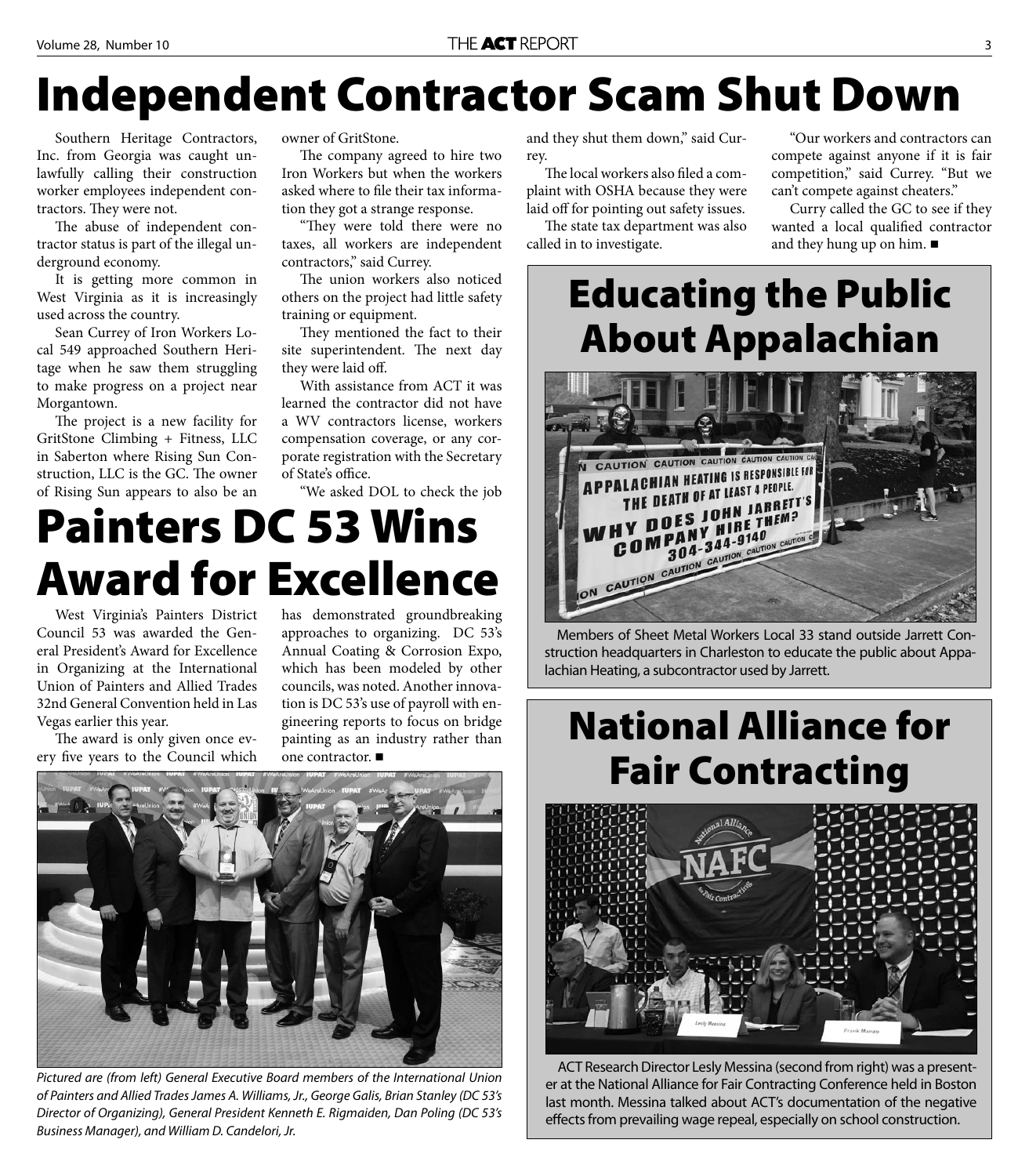# Independent Contractor Scam Shut Down

Southern Heritage Contractors, Inc. from Georgia was caught unlawfully calling their construction worker employees independent contractors. They were not.

The abuse of independent contractor status is part of the illegal underground economy.

It is getting more common in West Virginia as it is increasingly used across the country.

Sean Currey of Iron Workers Local 549 approached Southern Heritage when he saw them struggling to make progress on a project near Morgantown.

The project is a new facility for GritStone Climbing + Fitness, LLC in Saberton where Rising Sun Construction, LLC is the GC. The owner of Rising Sun appears to also be an owner of GritStone.

The company agreed to hire two Iron Workers but when the workers asked where to file their tax information they got a strange response.

"They were told there were no taxes, all workers are independent contractors," said Currey.

The union workers also noticed others on the project had little safety training or equipment.

They mentioned the fact to their site superintendent. The next day they were laid off.

With assistance from ACT it was learned the contractor did not have a WV contractors license, workers compensation coverage, or any corporate registration with the Secretary of State's office.

"We asked DOL to check the job and they shut them down," said Currey.

The local workers also filed a complaint with OSHA because they were laid off for pointing out safety issues.

The state tax department was also called in to investigate.

"Our workers and contractors can compete against anyone if it is fair competition," said Currey. "But we can't compete against cheaters."

Curry called the GC to see if they wanted a local qualified contractor and they hung up on him. ■

# Painters DC 53 Wins Award for Excellence

West Virginia's Painters District Council 53 was awarded the General President's Award for Excellence in Organizing at the International Union of Painters and Allied Trades 32nd General Convention held in Las Vegas earlier this year.

The award is only given once every five years to the Council which has demonstrated groundbreaking approaches to organizing. DC 53's Annual Coating & Corrosion Expo, which has been modeled by other councils, was noted. Another innovation is DC 53's use of payroll with engineering reports to focus on bridge painting as an industry rather than one contractor. ■

*Pictured are (from left) General Executive Board members of the International Union of Painters and Allied Trades James A. Williams, Jr., George Galis, Brian Stanley (DC 53's Director of Organizing), General President Kenneth E. Rigmaiden, Dan Poling (DC 53's Business Manager), and William D. Candelori, Jr.*

# Educating the Public About Appalachian

Members of Sheet Metal Workers Local 33 stand outside Jarrett Construction headquarters in Charleston to educate the public about Appalachian Heating, a subcontractor used by Jarrett.

# National Alliance for Fair Contracting

ACT Research Director Lesly Messina (second from right) was a presenter at the National Alliance for Fair Contracting Conference held in Boston last month. Messina talked about ACT's documentation of the negative effects from prevailing wage repeal, especially on school construction.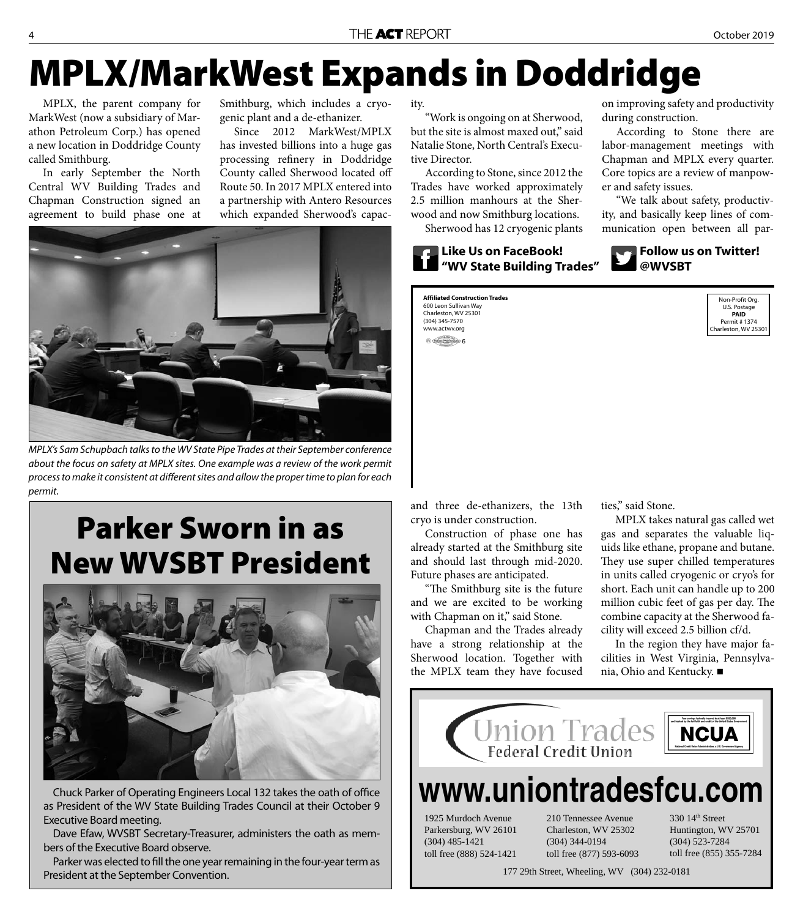# MPLX/MarkWest Expands in Doddridge

MPLX, the parent company for MarkWest (now a subsidiary of Marathon Petroleum Corp.) has opened a new location in Doddridge County called Smithburg.

In early September the North Central WV Building Trades and Chapman Construction signed an agreement to build phase one at Smithburg, which includes a cryogenic plant and a de-ethanizer.

Since 2012 MarkWest/MPLX has invested billions into a huge gas processing refinery in Doddridge County called Sherwood located off Route 50. In 2017 MPLX entered into a partnership with Antero Resources which expanded Sherwood's capacity.

"Work is ongoing at Sherwood, but the site is almost maxed out," said Natalie Stone, North Central's Executive Director.

According to Stone, since 2012 the Trades have worked approximately 2.5 million manhours at the Sherwood and now Smithburg locations.

Sherwood has 12 cryogenic plants and three de-ethanizers, the 13th cryo is under construction.

Construction of phase one has already started at the Smithburg site and should last through mid-2020. Future phases are anticipated.

"The Smithburg site is the future and we are excited to be working with Chapman on it," said Stone.

Chapman and the Trades already have a strong relationship at the Sherwood location. Together with the MPLX team they have focused on improving safety and productivity during construction.

According to Stone there are labor-management meetings with Chapman and MPLX every quarter. Core topics are a review of manpower and safety issues.

"We talk about safety, productivity, and basically keep lines of communication open between all parties," said Stone.

MPLX takes natural gas called wet gas and separates the valuable liquids like ethane, propane and butane. They use super chilled temperatures in units called cryogenic or cryo's for short. Each unit can handle up to 200 million cubic feet of gas per day. The combine capacity at the Sherwood facility will exceed 2.5 billion cf/d.

In the region they have major facilities in West Virginia, Pennsylvania, Ohio and Kentucky. ■

*MPLX's Sam Schupbach talks to the WV State Pipe Trades at their September conference about the focus on safety at MPLX sites. One example was a review of the work permit process to make it consistent at different sites and allow the proper time to plan for each permit.*

**Like Us on FaceBook! "WV State Building Trades"**

**Follow us on Twitter! @WVSBT**

**Affiliated Construction Trades**
600 Leon Sullivan Way
Charleston, WV 25301
(304) 345-7570
www.actwv.org

Non-Profit Org.
U.S. Postage
**PAID**
Permit # 1374
Charleston, WV 25301

# Parker Sworn in as New WVSBT President

Chuck Parker of Operating Engineers Local 132 takes the oath of office as President of the WV State Building Trades Council at their October 9 Executive Board meeting.

Dave Efaw, WVSBT Secretary-Treasurer, administers the oath as members of the Executive Board observe.

Parker was elected to fill the one year remaining in the four-year term as President at the September Convention.

Union Trades Federal Credit Union

NCUA

**www.uniontradesfcu.com**

1925 Murdoch Avenue
Parkersburg, WV 26101
(304) 485-1421
toll free (888) 524-1421

210 Tennessee Avenue
Charleston, WV 25302
(304) 344-0194
toll free (877) 593-6093

330 14th Street
Huntington, WV 25701
(304) 523-7284
toll free (855) 355-7284

177 29th Street, Wheeling, WV (304) 232-0181